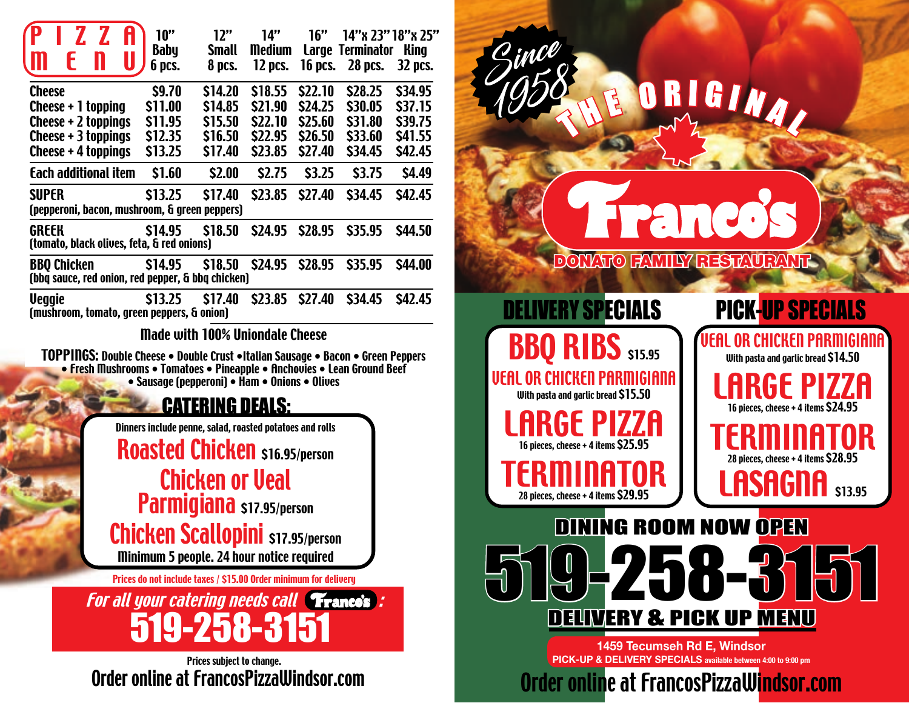# PIZZA MENU

| PIZZA MENU | 10" Baby 6 pcs. | 12" Small 8 pcs. | 14" Medium 12 pcs. | 16" Large 16 pcs. | 14"x 23" Terminator 28 pcs. | 18"x 25" King 32 pcs. |
|---|---|---|---|---|---|---|
| Cheese | $9.70 | $14.20 | $18.55 | $22.10 | $28.25 | $34.95 |
| Cheese + 1 topping | $11.00 | $14.85 | $21.90 | $24.25 | $30.05 | $37.15 |
| Cheese + 2 toppings | $11.95 | $15.50 | $22.10 | $25.60 | $31.80 | $39.75 |
| Cheese + 3 toppings | $12.35 | $16.50 | $22.95 | $26.50 | $33.60 | $41.55 |
| Cheese + 4 toppings | $13.25 | $17.40 | $23.85 | $27.40 | $34.45 | $42.45 |
| Each additional item | $1.60 | $2.00 | $2.75 | $3.25 | $3.75 | $4.49 |
| SUPER (pepperoni, bacon, mushroom, & green peppers) | $13.25 | $17.40 | $23.85 | $27.40 | $34.45 | $42.45 |
| GREEK (tomato, black olives, feta, & red onions) | $14.95 | $18.50 | $24.95 | $28.95 | $35.95 | $44.50 |
| BBQ Chicken (bbq sauce, red onion, red pepper, & bbq chicken) | $14.95 | $18.50 | $24.95 | $28.95 | $35.95 | $44.00 |
| Veggie (mushroom, tomato, green peppers, & onion) | $13.25 | $17.40 | $23.85 | $27.40 | $34.45 | $42.45 |

Made with 100% Uniondale Cheese

**TOPPINGS:** Double Cheese • Double Crust • Italian Sausage • Bacon • Green Peppers • Fresh Mushrooms • Tomatoes • Pineapple • Anchovies • Lean Ground Beef • Sausage (pepperoni) • Ham • Onions • Olives

## CATERING DEALS:

Dinners include penne, salad, roasted potatoes and rolls

**Roasted Chicken** $16.95/person

**Chicken or Veal Parmigiana** $17.95/person

**Chicken Scallopini** $17.95/person

Minimum 5 people. 24 hour notice required

Prices do not include taxes / $15.00 Order minimum for delivery

*For all your catering needs call Franco's:*

**519-258-3151**

Prices subject to change.

Order online at FrancosPizzaWindsor.com

Since 1958

THE ORIGINAL

# Franco's

DONATO FAMILY RESTAURANT

## DELIVERY SPECIALS

**BBQ RIBS** $15.95

**VEAL OR CHICKEN PARMIGIANA**
With pasta and garlic bread $15.50

**LARGE PIZZA**
16 pieces, cheese + 4 items $25.95

**TERMINATOR**
28 pieces, cheese + 4 items $29.95

## PICK-UP SPECIALS

**VEAL OR CHICKEN PARMIGIANA**
With pasta and garlic bread $14.50

**LARGE PIZZA**
16 pieces, cheese + 4 items $24.95

**TERMINATOR**
28 pieces, cheese + 4 items $28.95

**LASAGNA** $13.95

DINING ROOM NOW OPEN

# 519-258-3151

DELIVERY & PICK UP MENU

1459 Tecumseh Rd E, Windsor

PICK-UP & DELIVERY SPECIALS available between 4:00 to 9:00 pm

Order online at FrancosPizzaWindsor.com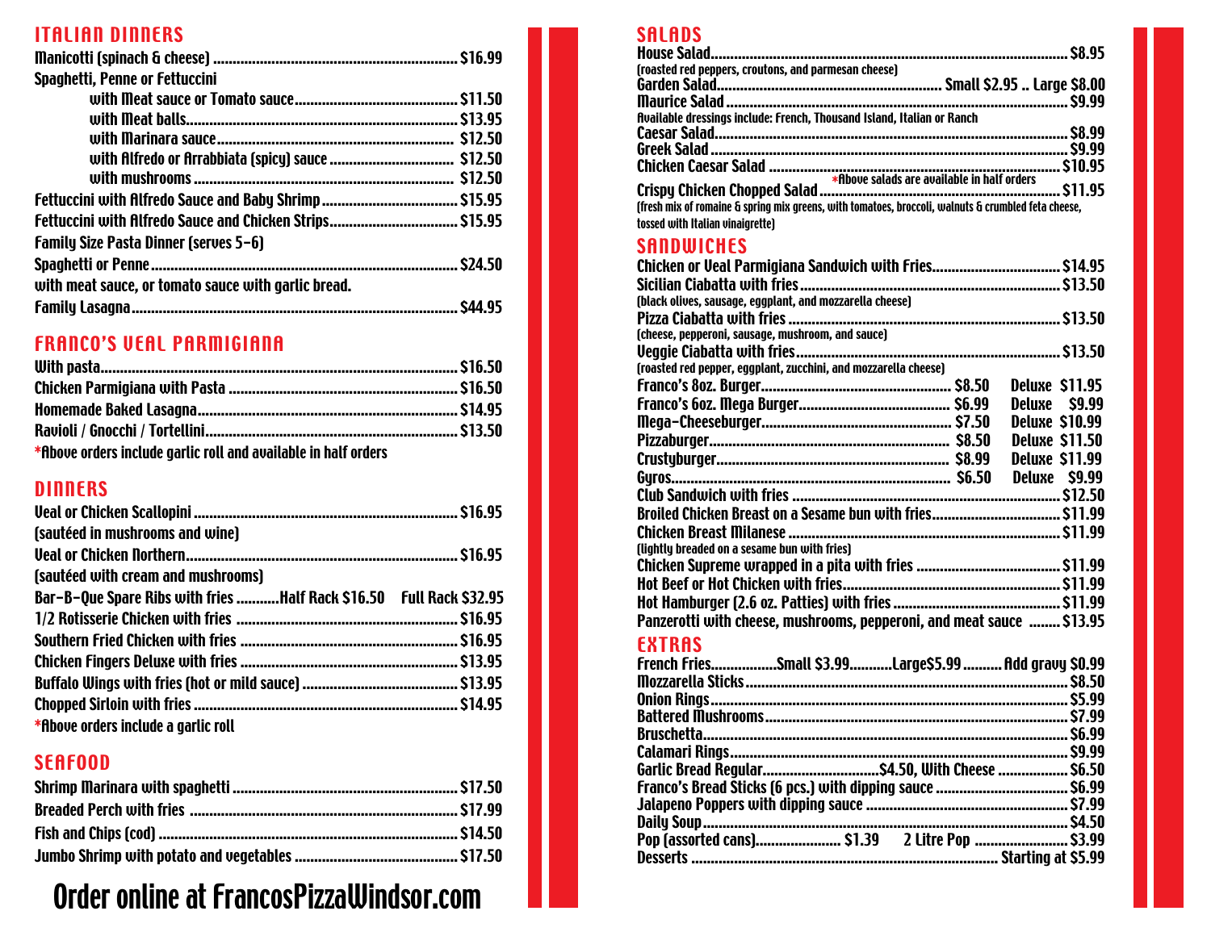## ITALIAN DINNERS

Manicotti (spinach & cheese) ........ $16.99

Spaghetti, Penne or Fettuccini

- with Meat sauce or Tomato sauce ........ $11.50
- with Meat balls ........ $13.95
- with Marinara sauce ........ $12.50
- with Alfredo or Arrabbiata (spicy) sauce ........ $12.50
- with mushrooms ........ $12.50

Fettuccini with Alfredo Sauce and Baby Shrimp ........ $15.95

Fettuccini with Alfredo Sauce and Chicken Strips ........ $15.95

Family Size Pasta Dinner (serves 5-6)

Spaghetti or Penne ........ $24.50

with meat sauce, or tomato sauce with garlic bread.

Family Lasagna ........ $44.95

## FRANCO'S VEAL PARMIGIANA

With pasta ........ $16.50

Chicken Parmigiana with Pasta ........ $16.50

Homemade Baked Lasagna ........ $14.95

Ravioli / Gnocchi / Tortellini ........ $13.50

*Above orders include garlic roll and available in half orders

## DINNERS

Veal or Chicken Scallopini ........ $16.95
(sautéed in mushrooms and wine)

Veal or Chicken Northern ........ $16.95
(sautéed with cream and mushrooms)

Bar-B-Que Spare Ribs with fries ........ Half Rack $16.50 Full Rack $32.95

1/2 Rotisserie Chicken with fries ........ $16.95

Southern Fried Chicken with fries ........ $16.95

Chicken Fingers Deluxe with fries ........ $13.95

Buffalo Wings with fries (hot or mild sauce) ........ $13.95

Chopped Sirloin with fries ........ $14.95

*Above orders include a garlic roll

## SEAFOOD

Shrimp Marinara with spaghetti ........ $17.50

Breaded Perch with fries ........ $17.99

Fish and Chips (cod) ........ $14.50

Jumbo Shrimp with potato and vegetables ........ $17.50

# Order online at FrancosPizzaWindsor.com

## SALADS

House Salad ........ $8.95
(roasted red peppers, croutons, and parmesan cheese)

Garden Salad ........ Small $2.95 .. Large $8.00

Maurice Salad ........ $9.99

Available dressings include: French, Thousand Island, Italian or Ranch

Caesar Salad ........ $8.99

Greek Salad ........ $9.99

Chicken Caesar Salad ........ $10.95

*Above salads are available in half orders

Crispy Chicken Chopped Salad ........ $11.95
(fresh mix of romaine & spring mix greens, with tomatoes, broccoli, walnuts & crumbled feta cheese, tossed with Italian vinaigrette)

## SANDWICHES

Chicken or Veal Parmigiana Sandwich with Fries ........ $14.95

Sicilian Ciabatta with fries ........ $13.50
(black olives, sausage, eggplant, and mozzarella cheese)

Pizza Ciabatta with fries ........ $13.50
(cheese, pepperoni, sausage, mushroom, and sauce)

Veggie Ciabatta with fries ........ $13.50
(roasted red pepper, eggplant, zucchini, and mozzarella cheese)

| | | |
|---|---|---|
| Franco's 8oz. Burger | $8.50 | Deluxe $11.95 |
| Franco's 6oz. Mega Burger | $6.99 | Deluxe $9.99 |
| Mega-Cheeseburger | $7.50 | Deluxe $10.99 |
| Pizzaburger | $8.50 | Deluxe $11.50 |
| Crustyburger | $8.99 | Deluxe $11.99 |
| Gyros | $6.50 | Deluxe $9.99 |

Club Sandwich with fries ........ $12.50

Broiled Chicken Breast on a Sesame bun with fries ........ $11.99

Chicken Breast Milanese ........ $11.99
(lightly breaded on a sesame bun with fries)

Chicken Supreme wrapped in a pita with fries ........ $11.99

Hot Beef or Hot Chicken with fries ........ $11.99

Hot Hamburger (2.6 oz. Patties) with fries ........ $11.99

Panzerotti with cheese, mushrooms, pepperoni, and meat sauce ........ $13.95

## EXTRAS

French Fries ........ Small $3.99 ........ Large $5.99 ........ Add gravy $0.99

Mozzarella Sticks ........ $8.50

Onion Rings ........ $5.99

Battered Mushrooms ........ $7.99

Bruschetta ........ $6.99

Calamari Rings ........ $9.99

Garlic Bread Regular ........ $4.50, With Cheese ........ $6.50

Franco's Bread Sticks (6 pcs.) with dipping sauce ........ $6.99

Jalapeno Poppers with dipping sauce ........ $7.99

Daily Soup ........ $4.50

Pop (assorted cans) ........ $1.39 2 Litre Pop ........ $3.99

Desserts ........ Starting at $5.99